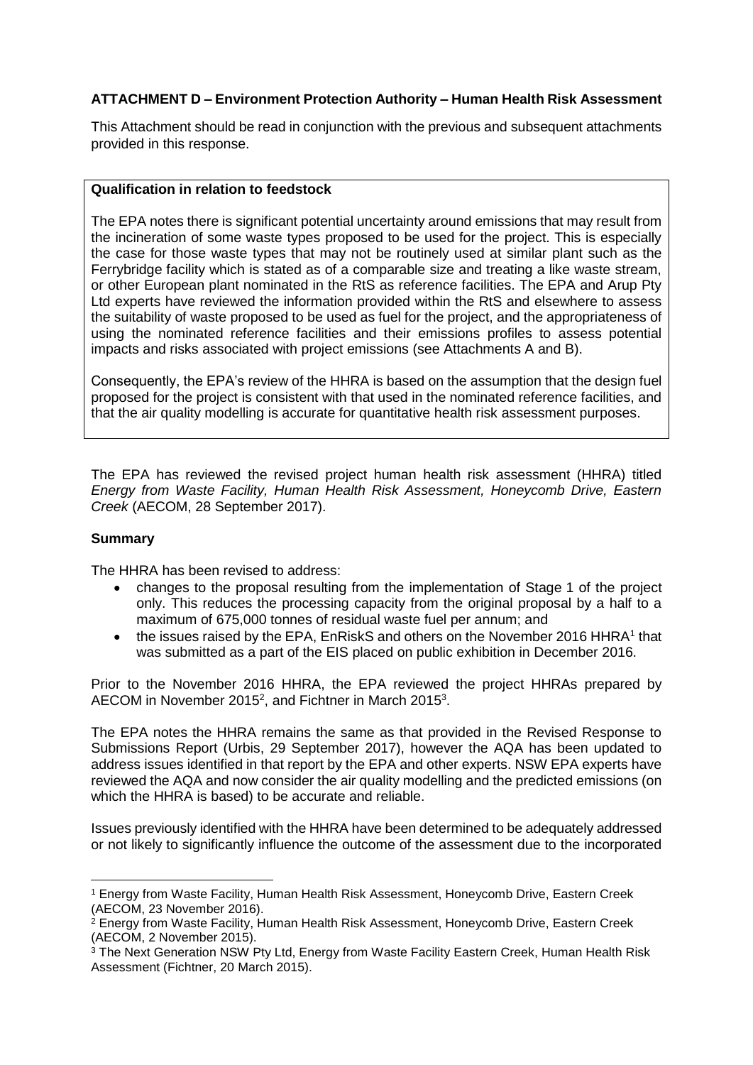**ATTACHMENT D – Environment Protection Authority – Human Health Risk Assessment**

This Attachment should be read in conjunction with the previous and subsequent attachments provided in this response.

> **Qualification in relation to feedstock**
>
> The EPA notes there is significant potential uncertainty around emissions that may result from the incineration of some waste types proposed to be used for the project. This is especially the case for those waste types that may not be routinely used at similar plant such as the Ferrybridge facility which is stated as of a comparable size and treating a like waste stream, or other European plant nominated in the RtS as reference facilities. The EPA and Arup Pty Ltd experts have reviewed the information provided within the RtS and elsewhere to assess the suitability of waste proposed to be used as fuel for the project, and the appropriateness of using the nominated reference facilities and their emissions profiles to assess potential impacts and risks associated with project emissions (see Attachments A and B).
>
> Consequently, the EPA's review of the HHRA is based on the assumption that the design fuel proposed for the project is consistent with that used in the nominated reference facilities, and that the air quality modelling is accurate for quantitative health risk assessment purposes.

The EPA has reviewed the revised project human health risk assessment (HHRA) titled *Energy from Waste Facility, Human Health Risk Assessment, Honeycomb Drive, Eastern Creek* (AECOM, 28 September 2017).

**Summary**

The HHRA has been revised to address:

- changes to the proposal resulting from the implementation of Stage 1 of the project only. This reduces the processing capacity from the original proposal by a half to a maximum of 675,000 tonnes of residual waste fuel per annum; and
- the issues raised by the EPA, EnRiskS and others on the November 2016 HHRA[1] that was submitted as a part of the EIS placed on public exhibition in December 2016.

Prior to the November 2016 HHRA, the EPA reviewed the project HHRAs prepared by AECOM in November 2015[2], and Fichtner in March 2015[3].

The EPA notes the HHRA remains the same as that provided in the Revised Response to Submissions Report (Urbis, 29 September 2017), however the AQA has been updated to address issues identified in that report by the EPA and other experts. NSW EPA experts have reviewed the AQA and now consider the air quality modelling and the predicted emissions (on which the HHRA is based) to be accurate and reliable.

Issues previously identified with the HHRA have been determined to be adequately addressed or not likely to significantly influence the outcome of the assessment due to the incorporated

---

[1] Energy from Waste Facility, Human Health Risk Assessment, Honeycomb Drive, Eastern Creek (AECOM, 23 November 2016).

[2] Energy from Waste Facility, Human Health Risk Assessment, Honeycomb Drive, Eastern Creek (AECOM, 2 November 2015).

[3] The Next Generation NSW Pty Ltd, Energy from Waste Facility Eastern Creek, Human Health Risk Assessment (Fichtner, 20 March 2015).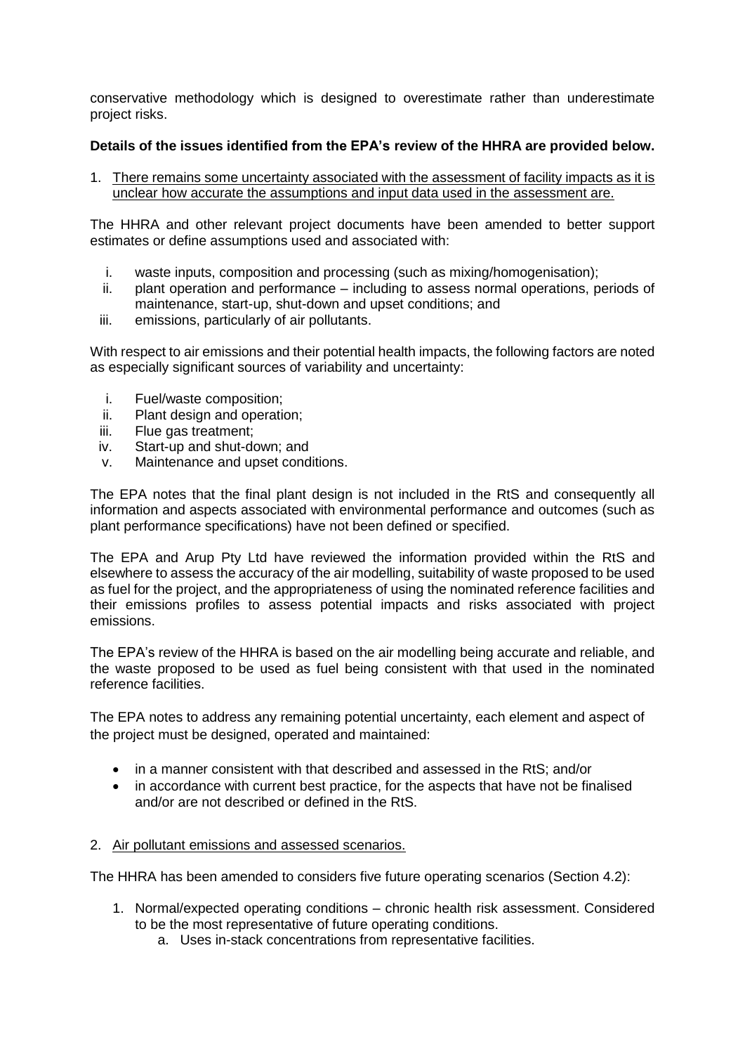conservative methodology which is designed to overestimate rather than underestimate project risks.

**Details of the issues identified from the EPA's review of the HHRA are provided below.**

1. <u>There remains some uncertainty associated with the assessment of facility impacts as it is unclear how accurate the assumptions and input data used in the assessment are.</u>

The HHRA and other relevant project documents have been amended to better support estimates or define assumptions used and associated with:

i. waste inputs, composition and processing (such as mixing/homogenisation);
ii. plant operation and performance – including to assess normal operations, periods of maintenance, start-up, shut-down and upset conditions; and
iii. emissions, particularly of air pollutants.

With respect to air emissions and their potential health impacts, the following factors are noted as especially significant sources of variability and uncertainty:

i. Fuel/waste composition;
ii. Plant design and operation;
iii. Flue gas treatment;
iv. Start-up and shut-down; and
v. Maintenance and upset conditions.

The EPA notes that the final plant design is not included in the RtS and consequently all information and aspects associated with environmental performance and outcomes (such as plant performance specifications) have not been defined or specified.

The EPA and Arup Pty Ltd have reviewed the information provided within the RtS and elsewhere to assess the accuracy of the air modelling, suitability of waste proposed to be used as fuel for the project, and the appropriateness of using the nominated reference facilities and their emissions profiles to assess potential impacts and risks associated with project emissions.

The EPA's review of the HHRA is based on the air modelling being accurate and reliable, and the waste proposed to be used as fuel being consistent with that used in the nominated reference facilities.

The EPA notes to address any remaining potential uncertainty, each element and aspect of the project must be designed, operated and maintained:

- in a manner consistent with that described and assessed in the RtS; and/or
- in accordance with current best practice, for the aspects that have not be finalised and/or are not described or defined in the RtS.

2. <u>Air pollutant emissions and assessed scenarios.</u>

The HHRA has been amended to considers five future operating scenarios (Section 4.2):

1. Normal/expected operating conditions – chronic health risk assessment. Considered to be the most representative of future operating conditions.
    a. Uses in-stack concentrations from representative facilities.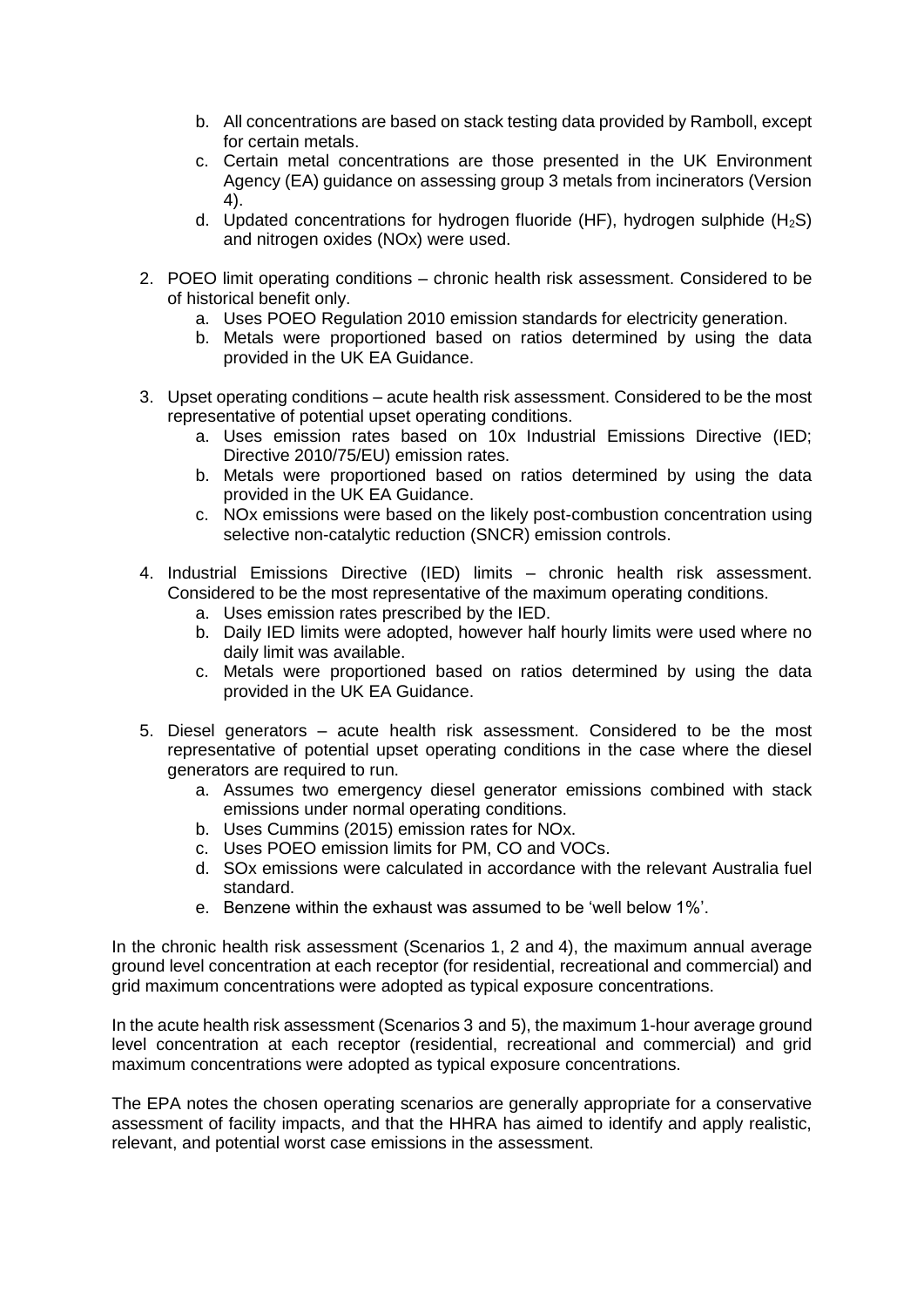b. All concentrations are based on stack testing data provided by Ramboll, except for certain metals.
   c. Certain metal concentrations are those presented in the UK Environment Agency (EA) guidance on assessing group 3 metals from incinerators (Version 4).
   d. Updated concentrations for hydrogen fluoride (HF), hydrogen sulphide ($H_2S$) and nitrogen oxides (NOx) were used.

2. POEO limit operating conditions – chronic health risk assessment. Considered to be of historical benefit only.
   a. Uses POEO Regulation 2010 emission standards for electricity generation.
   b. Metals were proportioned based on ratios determined by using the data provided in the UK EA Guidance.

3. Upset operating conditions – acute health risk assessment. Considered to be the most representative of potential upset operating conditions.
   a. Uses emission rates based on 10x Industrial Emissions Directive (IED; Directive 2010/75/EU) emission rates.
   b. Metals were proportioned based on ratios determined by using the data provided in the UK EA Guidance.
   c. NOx emissions were based on the likely post-combustion concentration using selective non-catalytic reduction (SNCR) emission controls.

4. Industrial Emissions Directive (IED) limits – chronic health risk assessment. Considered to be the most representative of the maximum operating conditions.
   a. Uses emission rates prescribed by the IED.
   b. Daily IED limits were adopted, however half hourly limits were used where no daily limit was available.
   c. Metals were proportioned based on ratios determined by using the data provided in the UK EA Guidance.

5. Diesel generators – acute health risk assessment. Considered to be the most representative of potential upset operating conditions in the case where the diesel generators are required to run.
   a. Assumes two emergency diesel generator emissions combined with stack emissions under normal operating conditions.
   b. Uses Cummins (2015) emission rates for NOx.
   c. Uses POEO emission limits for PM, CO and VOCs.
   d. SOx emissions were calculated in accordance with the relevant Australia fuel standard.
   e. Benzene within the exhaust was assumed to be 'well below 1%'.

In the chronic health risk assessment (Scenarios 1, 2 and 4), the maximum annual average ground level concentration at each receptor (for residential, recreational and commercial) and grid maximum concentrations were adopted as typical exposure concentrations.

In the acute health risk assessment (Scenarios 3 and 5), the maximum 1-hour average ground level concentration at each receptor (residential, recreational and commercial) and grid maximum concentrations were adopted as typical exposure concentrations.

The EPA notes the chosen operating scenarios are generally appropriate for a conservative assessment of facility impacts, and that the HHRA has aimed to identify and apply realistic, relevant, and potential worst case emissions in the assessment.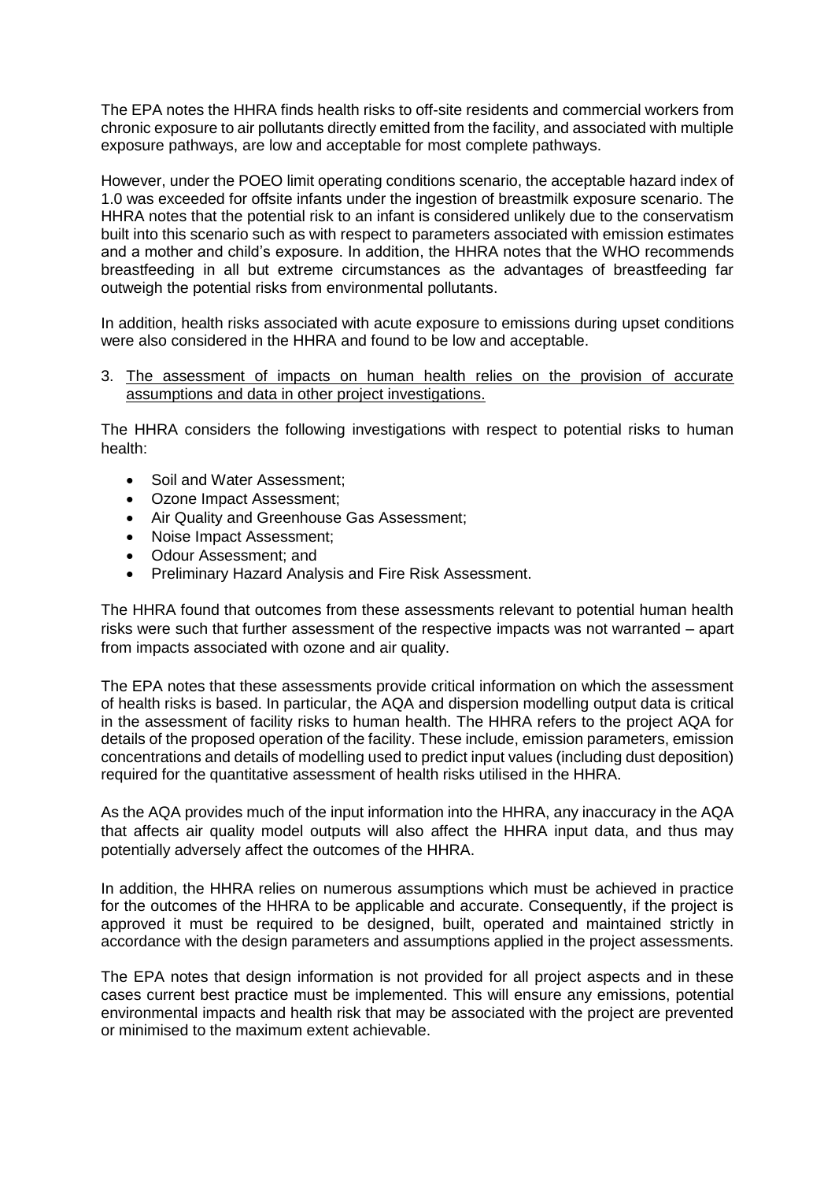The EPA notes the HHRA finds health risks to off-site residents and commercial workers from chronic exposure to air pollutants directly emitted from the facility, and associated with multiple exposure pathways, are low and acceptable for most complete pathways.

However, under the POEO limit operating conditions scenario, the acceptable hazard index of 1.0 was exceeded for offsite infants under the ingestion of breastmilk exposure scenario. The HHRA notes that the potential risk to an infant is considered unlikely due to the conservatism built into this scenario such as with respect to parameters associated with emission estimates and a mother and child's exposure. In addition, the HHRA notes that the WHO recommends breastfeeding in all but extreme circumstances as the advantages of breastfeeding far outweigh the potential risks from environmental pollutants.

In addition, health risks associated with acute exposure to emissions during upset conditions were also considered in the HHRA and found to be low and acceptable.

3. <u>The assessment of impacts on human health relies on the provision of accurate assumptions and data in other project investigations.</u>

The HHRA considers the following investigations with respect to potential risks to human health:

- Soil and Water Assessment;
- Ozone Impact Assessment;
- Air Quality and Greenhouse Gas Assessment;
- Noise Impact Assessment;
- Odour Assessment; and
- Preliminary Hazard Analysis and Fire Risk Assessment.

The HHRA found that outcomes from these assessments relevant to potential human health risks were such that further assessment of the respective impacts was not warranted – apart from impacts associated with ozone and air quality.

The EPA notes that these assessments provide critical information on which the assessment of health risks is based. In particular, the AQA and dispersion modelling output data is critical in the assessment of facility risks to human health. The HHRA refers to the project AQA for details of the proposed operation of the facility. These include, emission parameters, emission concentrations and details of modelling used to predict input values (including dust deposition) required for the quantitative assessment of health risks utilised in the HHRA.

As the AQA provides much of the input information into the HHRA, any inaccuracy in the AQA that affects air quality model outputs will also affect the HHRA input data, and thus may potentially adversely affect the outcomes of the HHRA.

In addition, the HHRA relies on numerous assumptions which must be achieved in practice for the outcomes of the HHRA to be applicable and accurate. Consequently, if the project is approved it must be required to be designed, built, operated and maintained strictly in accordance with the design parameters and assumptions applied in the project assessments.

The EPA notes that design information is not provided for all project aspects and in these cases current best practice must be implemented. This will ensure any emissions, potential environmental impacts and health risk that may be associated with the project are prevented or minimised to the maximum extent achievable.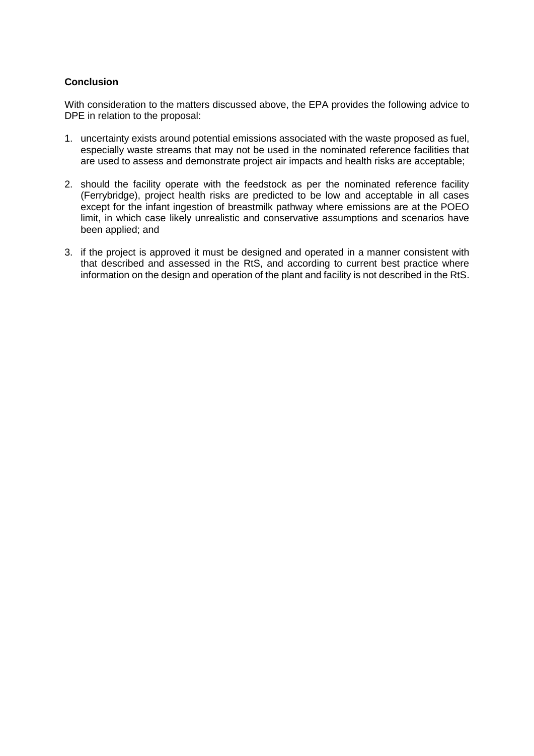**Conclusion**

With consideration to the matters discussed above, the EPA provides the following advice to DPE in relation to the proposal:

1. uncertainty exists around potential emissions associated with the waste proposed as fuel, especially waste streams that may not be used in the nominated reference facilities that are used to assess and demonstrate project air impacts and health risks are acceptable;

2. should the facility operate with the feedstock as per the nominated reference facility (Ferrybridge), project health risks are predicted to be low and acceptable in all cases except for the infant ingestion of breastmilk pathway where emissions are at the POEO limit, in which case likely unrealistic and conservative assumptions and scenarios have been applied; and

3. if the project is approved it must be designed and operated in a manner consistent with that described and assessed in the RtS, and according to current best practice where information on the design and operation of the plant and facility is not described in the RtS.